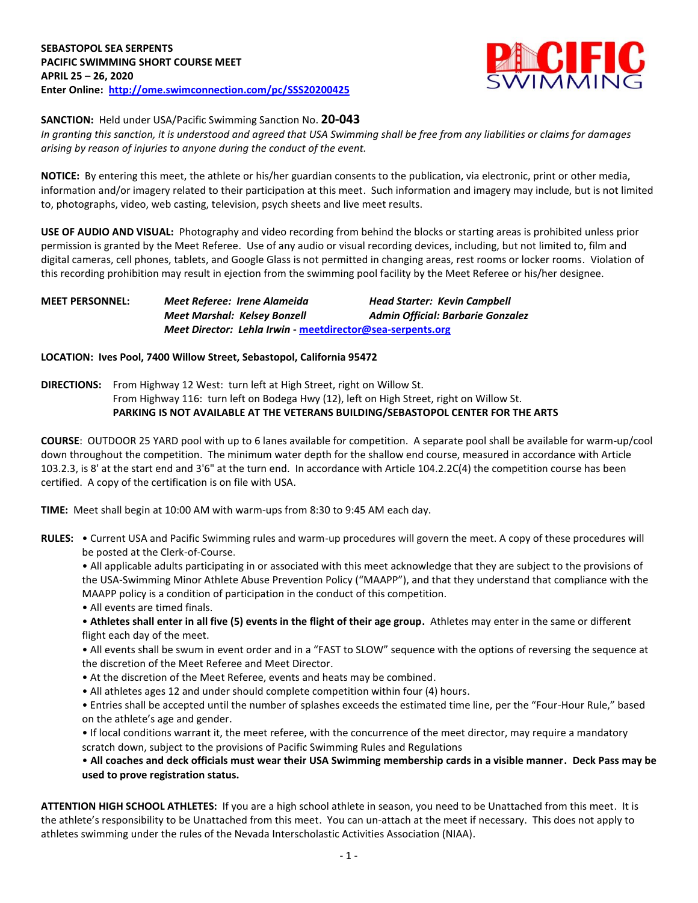**SEBASTOPOL SEA SERPENTS**
**PACIFIC SWIMMING SHORT COURSE MEET**
**APRIL 25 – 26, 2020**
**Enter Online: [http://ome.swimconnection.com/pc/SSS20200425](http://ome.swimconnection.com/pc/SSS20200425)**

**SANCTION:** Held under USA/Pacific Swimming Sanction No. **20-043**
*In granting this sanction, it is understood and agreed that USA Swimming shall be free from any liabilities or claims for damages arising by reason of injuries to anyone during the conduct of the event.*

**NOTICE:** By entering this meet, the athlete or his/her guardian consents to the publication, via electronic, print or other media, information and/or imagery related to their participation at this meet. Such information and imagery may include, but is not limited to, photographs, video, web casting, television, psych sheets and live meet results.

**USE OF AUDIO AND VISUAL:** Photography and video recording from behind the blocks or starting areas is prohibited unless prior permission is granted by the Meet Referee. Use of any audio or visual recording devices, including, but not limited to, film and digital cameras, cell phones, tablets, and Google Glass is not permitted in changing areas, rest rooms or locker rooms. Violation of this recording prohibition may result in ejection from the swimming pool facility by the Meet Referee or his/her designee.

**MEET PERSONNEL:**
***Meet Referee: Irene Alameida*** ***Head Starter: Kevin Campbell***
***Meet Marshal: Kelsey Bonzell*** ***Admin Official: Barbarie Gonzalez***
***Meet Director: Lehla Irwin - [meetdirector@sea-serpents.org](mailto:meetdirector@sea-serpents.org)***

**LOCATION: Ives Pool, 7400 Willow Street, Sebastopol, California 95472**

**DIRECTIONS:** From Highway 12 West: turn left at High Street, right on Willow St.
From Highway 116: turn left on Bodega Hwy (12), left on High Street, right on Willow St.
**PARKING IS NOT AVAILABLE AT THE VETERANS BUILDING/SEBASTOPOL CENTER FOR THE ARTS**

**COURSE**: OUTDOOR 25 YARD pool with up to 6 lanes available for competition. A separate pool shall be available for warm-up/cool down throughout the competition. The minimum water depth for the shallow end course, measured in accordance with Article 103.2.3, is 8' at the start end and 3'6" at the turn end. In accordance with Article 104.2.2C(4) the competition course has been certified. A copy of the certification is on file with USA.

**TIME:** Meet shall begin at 10:00 AM with warm-ups from 8:30 to 9:45 AM each day.

**RULES:**
- Current USA and Pacific Swimming rules and warm-up procedures will govern the meet. A copy of these procedures will be posted at the Clerk-of-Course.
- All applicable adults participating in or associated with this meet acknowledge that they are subject to the provisions of the USA-Swimming Minor Athlete Abuse Prevention Policy ("MAAPP"), and that they understand that compliance with the MAAPP policy is a condition of participation in the conduct of this competition.
- All events are timed finals.
- **Athletes shall enter in all five (5) events in the flight of their age group.** Athletes may enter in the same or different flight each day of the meet.
- All events shall be swum in event order and in a "FAST to SLOW" sequence with the options of reversing the sequence at the discretion of the Meet Referee and Meet Director.
- At the discretion of the Meet Referee, events and heats may be combined.
- All athletes ages 12 and under should complete competition within four (4) hours.
- Entries shall be accepted until the number of splashes exceeds the estimated time line, per the "Four-Hour Rule," based on the athlete's age and gender.
- If local conditions warrant it, the meet referee, with the concurrence of the meet director, may require a mandatory scratch down, subject to the provisions of Pacific Swimming Rules and Regulations
- **All coaches and deck officials must wear their USA Swimming membership cards in a visible manner. Deck Pass may be used to prove registration status.**

**ATTENTION HIGH SCHOOL ATHLETES:** If you are a high school athlete in season, you need to be Unattached from this meet. It is the athlete's responsibility to be Unattached from this meet. You can un-attach at the meet if necessary. This does not apply to athletes swimming under the rules of the Nevada Interscholastic Activities Association (NIAA).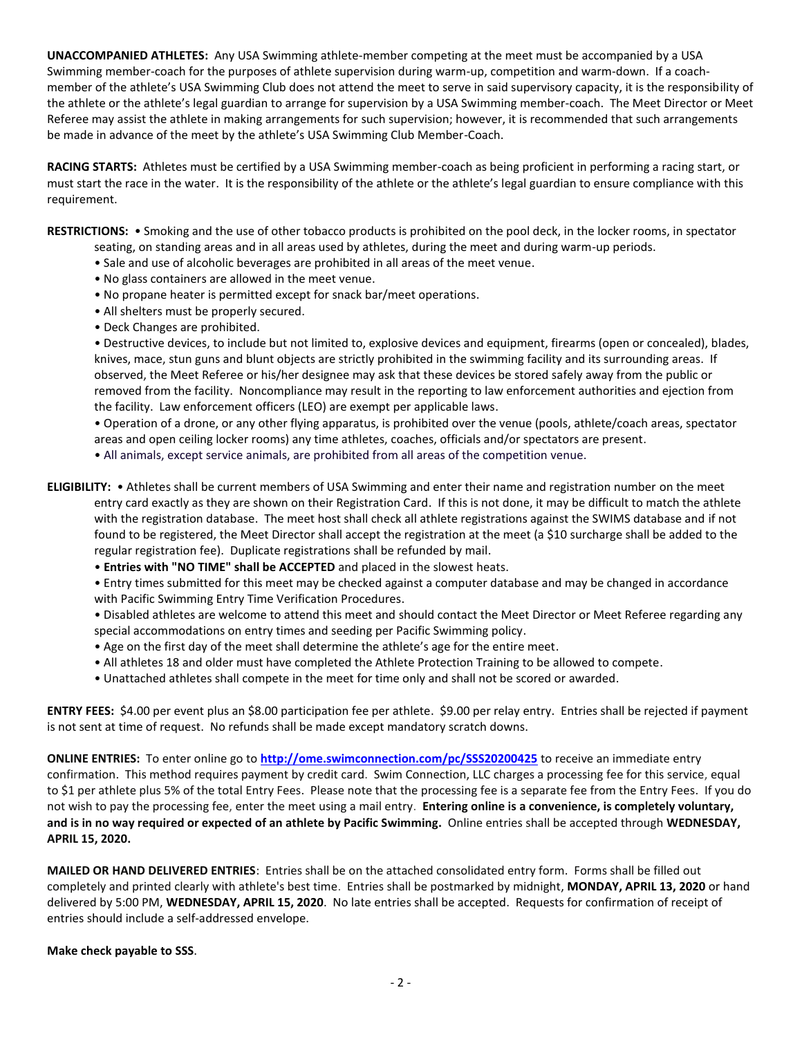**UNACCOMPANIED ATHLETES:** Any USA Swimming athlete-member competing at the meet must be accompanied by a USA Swimming member-coach for the purposes of athlete supervision during warm-up, competition and warm-down. If a coach-member of the athlete's USA Swimming Club does not attend the meet to serve in said supervisory capacity, it is the responsibility of the athlete or the athlete's legal guardian to arrange for supervision by a USA Swimming member-coach. The Meet Director or Meet Referee may assist the athlete in making arrangements for such supervision; however, it is recommended that such arrangements be made in advance of the meet by the athlete's USA Swimming Club Member-Coach.

**RACING STARTS:** Athletes must be certified by a USA Swimming member-coach as being proficient in performing a racing start, or must start the race in the water. It is the responsibility of the athlete or the athlete's legal guardian to ensure compliance with this requirement.

**RESTRICTIONS:**
- Smoking and the use of other tobacco products is prohibited on the pool deck, in the locker rooms, in spectator seating, on standing areas and in all areas used by athletes, during the meet and during warm-up periods.
- Sale and use of alcoholic beverages are prohibited in all areas of the meet venue.
- No glass containers are allowed in the meet venue.
- No propane heater is permitted except for snack bar/meet operations.
- All shelters must be properly secured.
- Deck Changes are prohibited.
- Destructive devices, to include but not limited to, explosive devices and equipment, firearms (open or concealed), blades, knives, mace, stun guns and blunt objects are strictly prohibited in the swimming facility and its surrounding areas. If observed, the Meet Referee or his/her designee may ask that these devices be stored safely away from the public or removed from the facility. Noncompliance may result in the reporting to law enforcement authorities and ejection from the facility. Law enforcement officers (LEO) are exempt per applicable laws.
- Operation of a drone, or any other flying apparatus, is prohibited over the venue (pools, athlete/coach areas, spectator areas and open ceiling locker rooms) any time athletes, coaches, officials and/or spectators are present.
- All animals, except service animals, are prohibited from all areas of the competition venue.

**ELIGIBILITY:**
- Athletes shall be current members of USA Swimming and enter their name and registration number on the meet entry card exactly as they are shown on their Registration Card. If this is not done, it may be difficult to match the athlete with the registration database. The meet host shall check all athlete registrations against the SWIMS database and if not found to be registered, the Meet Director shall accept the registration at the meet (a $10 surcharge shall be added to the regular registration fee). Duplicate registrations shall be refunded by mail.
- **Entries with "NO TIME" shall be ACCEPTED** and placed in the slowest heats.
- Entry times submitted for this meet may be checked against a computer database and may be changed in accordance with Pacific Swimming Entry Time Verification Procedures.
- Disabled athletes are welcome to attend this meet and should contact the Meet Director or Meet Referee regarding any special accommodations on entry times and seeding per Pacific Swimming policy.
- Age on the first day of the meet shall determine the athlete's age for the entire meet.
- All athletes 18 and older must have completed the Athlete Protection Training to be allowed to compete.
- Unattached athletes shall compete in the meet for time only and shall not be scored or awarded.

**ENTRY FEES:** $4.00 per event plus an $8.00 participation fee per athlete. $9.00 per relay entry. Entries shall be rejected if payment is not sent at time of request. No refunds shall be made except mandatory scratch downs.

**ONLINE ENTRIES:** To enter online go to **http://ome.swimconnection.com/pc/SSS20200425** to receive an immediate entry confirmation. This method requires payment by credit card. Swim Connection, LLC charges a processing fee for this service, equal to $1 per athlete plus 5% of the total Entry Fees. Please note that the processing fee is a separate fee from the Entry Fees. If you do not wish to pay the processing fee, enter the meet using a mail entry. **Entering online is a convenience, is completely voluntary, and is in no way required or expected of an athlete by Pacific Swimming.** Online entries shall be accepted through **WEDNESDAY, APRIL 15, 2020.**

**MAILED OR HAND DELIVERED ENTRIES**: Entries shall be on the attached consolidated entry form. Forms shall be filled out completely and printed clearly with athlete's best time. Entries shall be postmarked by midnight, **MONDAY, APRIL 13, 2020** or hand delivered by 5:00 PM, **WEDNESDAY, APRIL 15, 2020**. No late entries shall be accepted. Requests for confirmation of receipt of entries should include a self-addressed envelope.

**Make check payable to SSS**.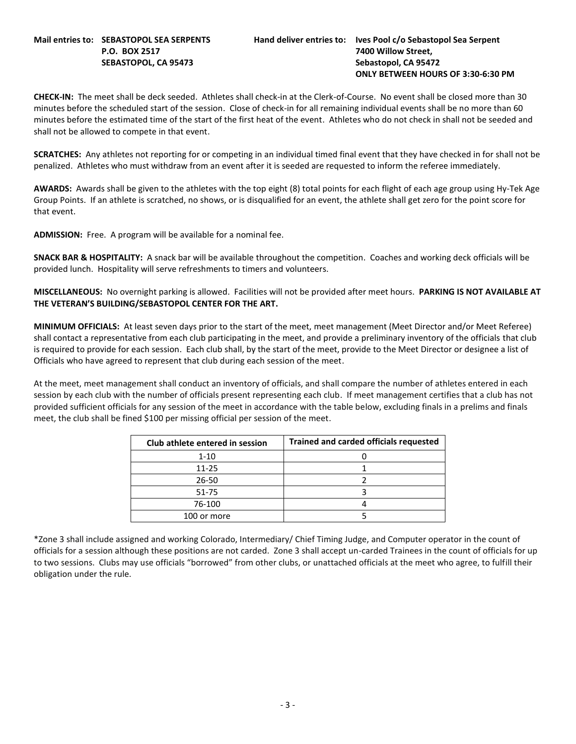**Mail entries to: SEBASTOPOL SEA SERPENTS**
**P.O. BOX 2517**
**SEBASTOPOL, CA 95473**

**Hand deliver entries to: Ives Pool c/o Sebastopol Sea Serpent**
**7400 Willow Street,**
**Sebastopol, CA 95472**
**ONLY BETWEEN HOURS OF 3:30-6:30 PM**

**CHECK-IN:** The meet shall be deck seeded. Athletes shall check-in at the Clerk-of-Course. No event shall be closed more than 30 minutes before the scheduled start of the session. Close of check-in for all remaining individual events shall be no more than 60 minutes before the estimated time of the start of the first heat of the event. Athletes who do not check in shall not be seeded and shall not be allowed to compete in that event.

**SCRATCHES:** Any athletes not reporting for or competing in an individual timed final event that they have checked in for shall not be penalized. Athletes who must withdraw from an event after it is seeded are requested to inform the referee immediately.

**AWARDS:** Awards shall be given to the athletes with the top eight (8) total points for each flight of each age group using Hy-Tek Age Group Points. If an athlete is scratched, no shows, or is disqualified for an event, the athlete shall get zero for the point score for that event.

**ADMISSION:** Free. A program will be available for a nominal fee.

**SNACK BAR & HOSPITALITY:** A snack bar will be available throughout the competition. Coaches and working deck officials will be provided lunch. Hospitality will serve refreshments to timers and volunteers.

**MISCELLANEOUS:** No overnight parking is allowed. Facilities will not be provided after meet hours. **PARKING IS NOT AVAILABLE AT THE VETERAN'S BUILDING/SEBASTOPOL CENTER FOR THE ART.**

**MINIMUM OFFICIALS:** At least seven days prior to the start of the meet, meet management (Meet Director and/or Meet Referee) shall contact a representative from each club participating in the meet, and provide a preliminary inventory of the officials that club is required to provide for each session. Each club shall, by the start of the meet, provide to the Meet Director or designee a list of Officials who have agreed to represent that club during each session of the meet.

At the meet, meet management shall conduct an inventory of officials, and shall compare the number of athletes entered in each session by each club with the number of officials present representing each club. If meet management certifies that a club has not provided sufficient officials for any session of the meet in accordance with the table below, excluding finals in a prelims and finals meet, the club shall be fined $100 per missing official per session of the meet.

| Club athlete entered in session | Trained and carded officials requested |
|---|---|
| 1-10 | 0 |
| 11-25 | 1 |
| 26-50 | 2 |
| 51-75 | 3 |
| 76-100 | 4 |
| 100 or more | 5 |

*Zone 3 shall include assigned and working Colorado, Intermediary/ Chief Timing Judge, and Computer operator in the count of officials for a session although these positions are not carded. Zone 3 shall accept un-carded Trainees in the count of officials for up to two sessions. Clubs may use officials "borrowed" from other clubs, or unattached officials at the meet who agree, to fulfill their obligation under the rule.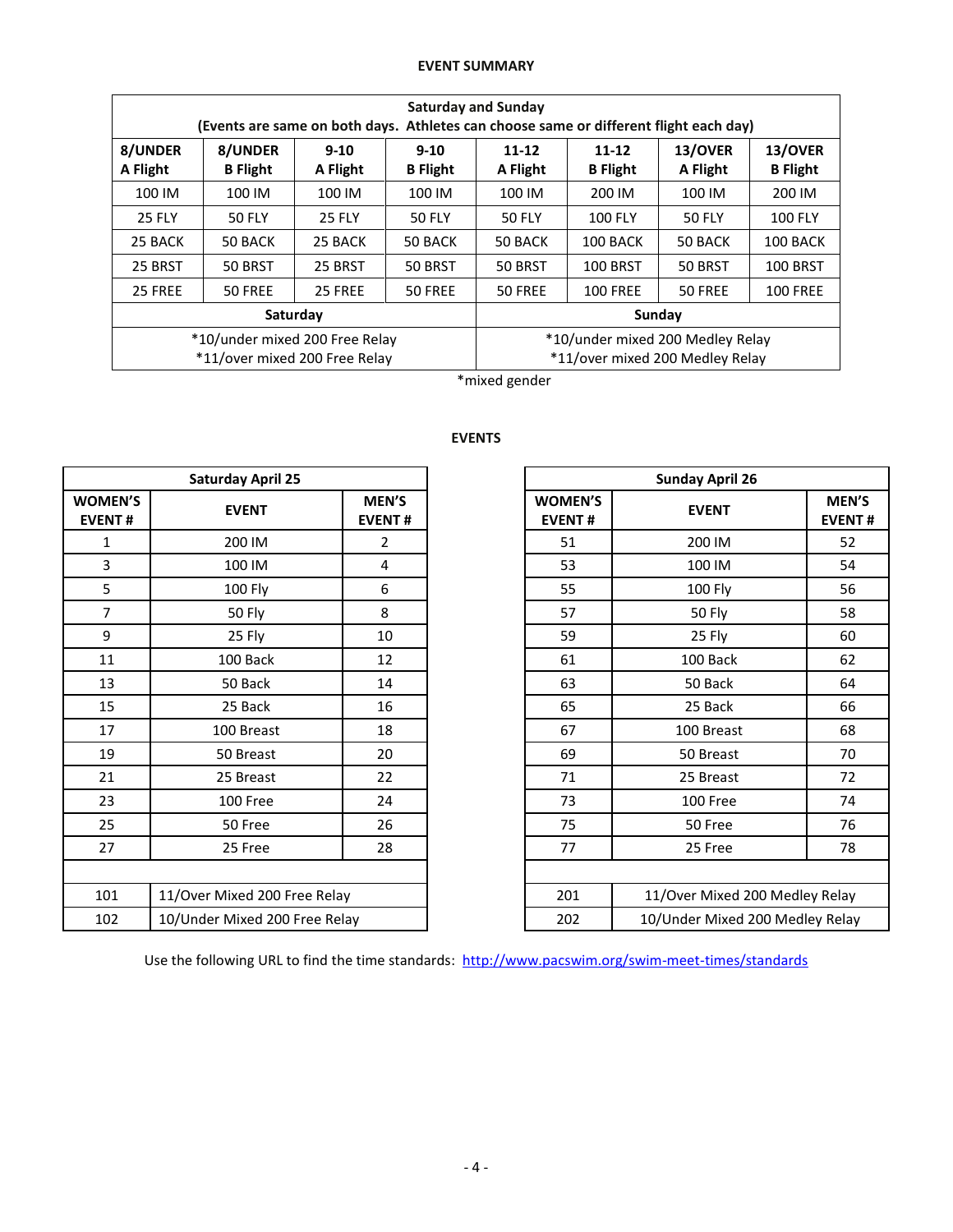## EVENT SUMMARY

| Saturday and Sunday (Events are same on both days. Athletes can choose same or different flight each day) | | | | | | | |
|---|---|---|---|---|---|---|---|
| 8/UNDER A Flight | 8/UNDER B Flight | 9-10 A Flight | 9-10 B Flight | 11-12 A Flight | 11-12 B Flight | 13/OVER A Flight | 13/OVER B Flight |
| 100 IM | 100 IM | 100 IM | 100 IM | 100 IM | 200 IM | 100 IM | 200 IM |
| 25 FLY | 50 FLY | 25 FLY | 50 FLY | 50 FLY | 100 FLY | 50 FLY | 100 FLY |
| 25 BACK | 50 BACK | 25 BACK | 50 BACK | 50 BACK | 100 BACK | 50 BACK | 100 BACK |
| 25 BRST | 50 BRST | 25 BRST | 50 BRST | 50 BRST | 100 BRST | 50 BRST | 100 BRST |
| 25 FREE | 50 FREE | 25 FREE | 50 FREE | 50 FREE | 100 FREE | 50 FREE | 100 FREE |
| Saturday | | | | Sunday | | | |
| *10/under mixed 200 Free Relay *11/over mixed 200 Free Relay | | | | *10/under mixed 200 Medley Relay *11/over mixed 200 Medley Relay | | | |

*mixed gender

## EVENTS

| Saturday April 25 | | |
|---|---|---|
| WOMEN'S EVENT # | EVENT | MEN'S EVENT # |
| 1 | 200 IM | 2 |
| 3 | 100 IM | 4 |
| 5 | 100 Fly | 6 |
| 7 | 50 Fly | 8 |
| 9 | 25 Fly | 10 |
| 11 | 100 Back | 12 |
| 13 | 50 Back | 14 |
| 15 | 25 Back | 16 |
| 17 | 100 Breast | 18 |
| 19 | 50 Breast | 20 |
| 21 | 25 Breast | 22 |
| 23 | 100 Free | 24 |
| 25 | 50 Free | 26 |
| 27 | 25 Free | 28 |
| | | |
| 101 | 11/Over Mixed 200 Free Relay | |
| 102 | 10/Under Mixed 200 Free Relay | |

| Sunday April 26 | | |
|---|---|---|
| WOMEN'S EVENT # | EVENT | MEN'S EVENT # |
| 51 | 200 IM | 52 |
| 53 | 100 IM | 54 |
| 55 | 100 Fly | 56 |
| 57 | 50 Fly | 58 |
| 59 | 25 Fly | 60 |
| 61 | 100 Back | 62 |
| 63 | 50 Back | 64 |
| 65 | 25 Back | 66 |
| 67 | 100 Breast | 68 |
| 69 | 50 Breast | 70 |
| 71 | 25 Breast | 72 |
| 73 | 100 Free | 74 |
| 75 | 50 Free | 76 |
| 77 | 25 Free | 78 |
| | | |
| 201 | 11/Over Mixed 200 Medley Relay | |
| 202 | 10/Under Mixed 200 Medley Relay | |

Use the following URL to find the time standards: http://www.pacswim.org/swim-meet-times/standards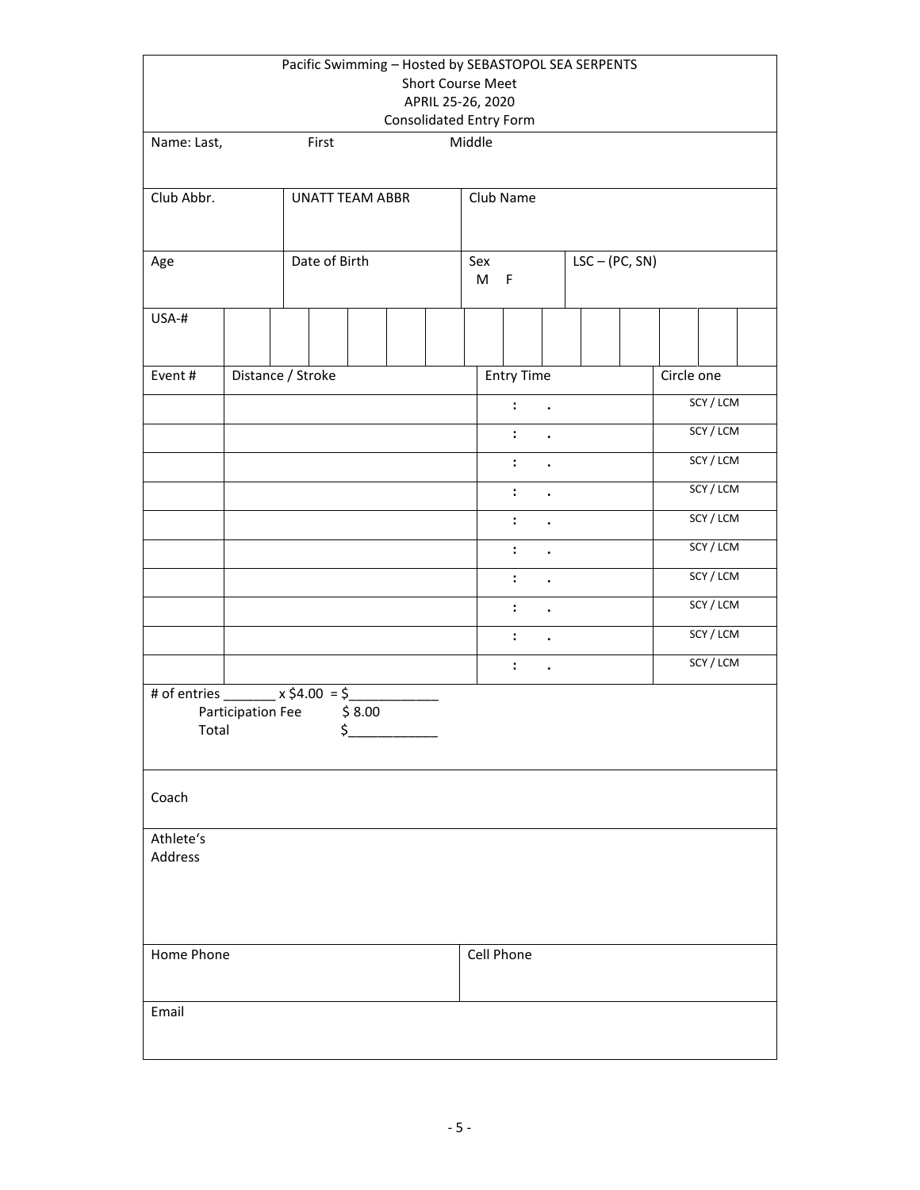Pacific Swimming – Hosted by SEBASTOPOL SEA SERPENTS
Short Course Meet
APRIL 25-26, 2020
Consolidated Entry Form

| Name: Last, | First | Middle |
|---|---|---|
| | | |

| Club Abbr. | UNATT TEAM ABBR | Club Name |
|---|---|---|
| | | |

| Age | Date of Birth | Sex M F | LSC – (PC, SN) |
|---|---|---|---|
| | | | |

| USA-# | | | | | | | | | | | | | | |
|---|---|---|---|---|---|---|---|---|---|---|---|---|---|---|

| Event # | Distance / Stroke | Entry Time | Circle one |
|---|---|---|---|
| | | : . | SCY / LCM |
| | | : . | SCY / LCM |
| | | : . | SCY / LCM |
| | | : . | SCY / LCM |
| | | : . | SCY / LCM |
| | | : . | SCY / LCM |
| | | : . | SCY / LCM |
| | | : . | SCY / LCM |
| | | : . | SCY / LCM |
| | | : . | SCY / LCM |

# of entries _______ x $4.00 = $____________

Participation Fee $ 8.00

Total $____________

Coach

Athlete's Address

| Home Phone | Cell Phone |
|---|---|
| | |

Email